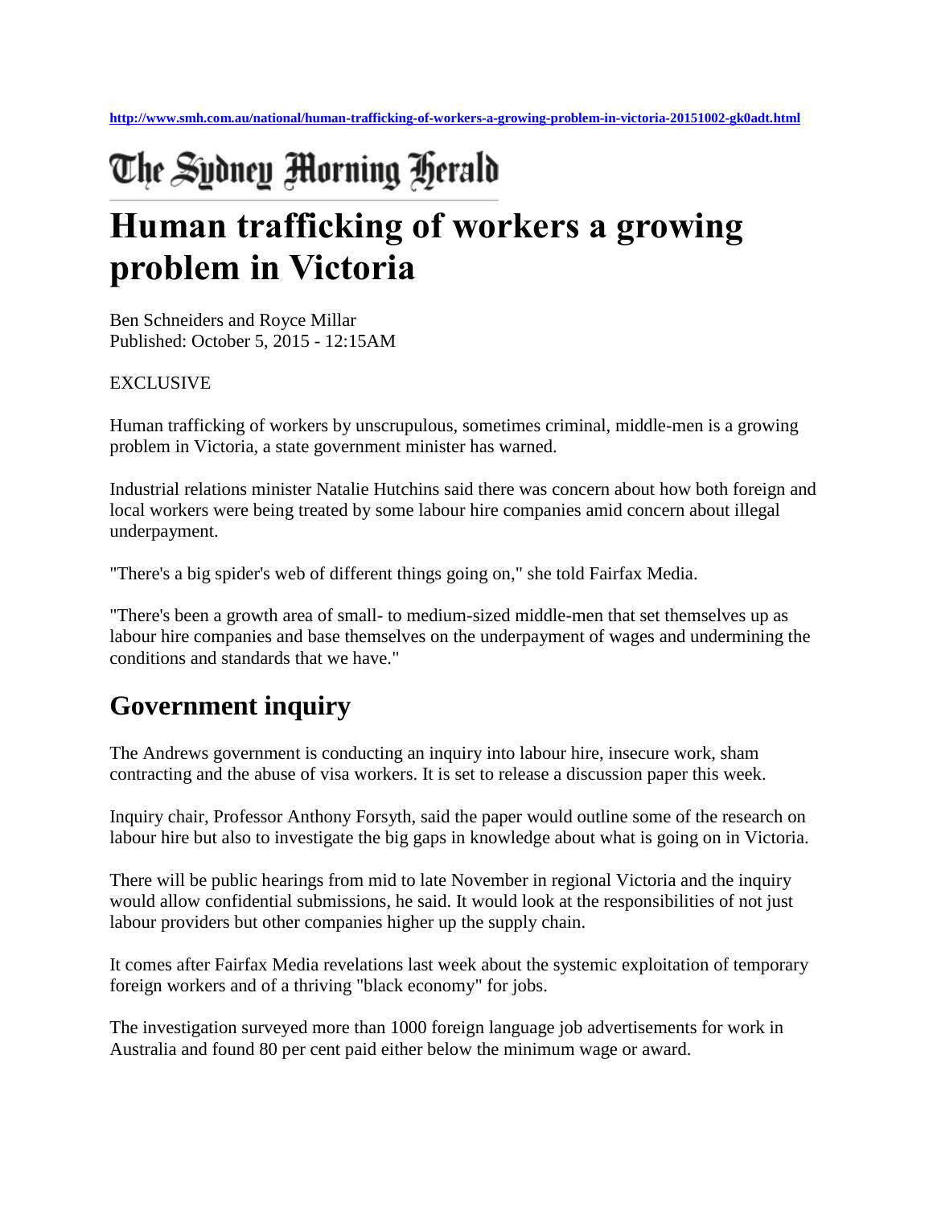http://www.smh.com.au/national/human-trafficking-of-workers-a-growing-problem-in-victoria-20151002-gk0adt.html

The Sydney Morning Herald

# Human trafficking of workers a growing problem in Victoria

Ben Schneiders and Royce Millar
Published: October 5, 2015 - 12:15AM

EXCLUSIVE

Human trafficking of workers by unscrupulous, sometimes criminal, middle-men is a growing problem in Victoria, a state government minister has warned.

Industrial relations minister Natalie Hutchins said there was concern about how both foreign and local workers were being treated by some labour hire companies amid concern about illegal underpayment.

"There's a big spider's web of different things going on," she told Fairfax Media.

"There's been a growth area of small- to medium-sized middle-men that set themselves up as labour hire companies and base themselves on the underpayment of wages and undermining the conditions and standards that we have."

## Government inquiry

The Andrews government is conducting an inquiry into labour hire, insecure work, sham contracting and the abuse of visa workers. It is set to release a discussion paper this week.

Inquiry chair, Professor Anthony Forsyth, said the paper would outline some of the research on labour hire but also to investigate the big gaps in knowledge about what is going on in Victoria.

There will be public hearings from mid to late November in regional Victoria and the inquiry would allow confidential submissions, he said. It would look at the responsibilities of not just labour providers but other companies higher up the supply chain.

It comes after Fairfax Media revelations last week about the systemic exploitation of temporary foreign workers and of a thriving "black economy" for jobs.

The investigation surveyed more than 1000 foreign language job advertisements for work in Australia and found 80 per cent paid either below the minimum wage or award.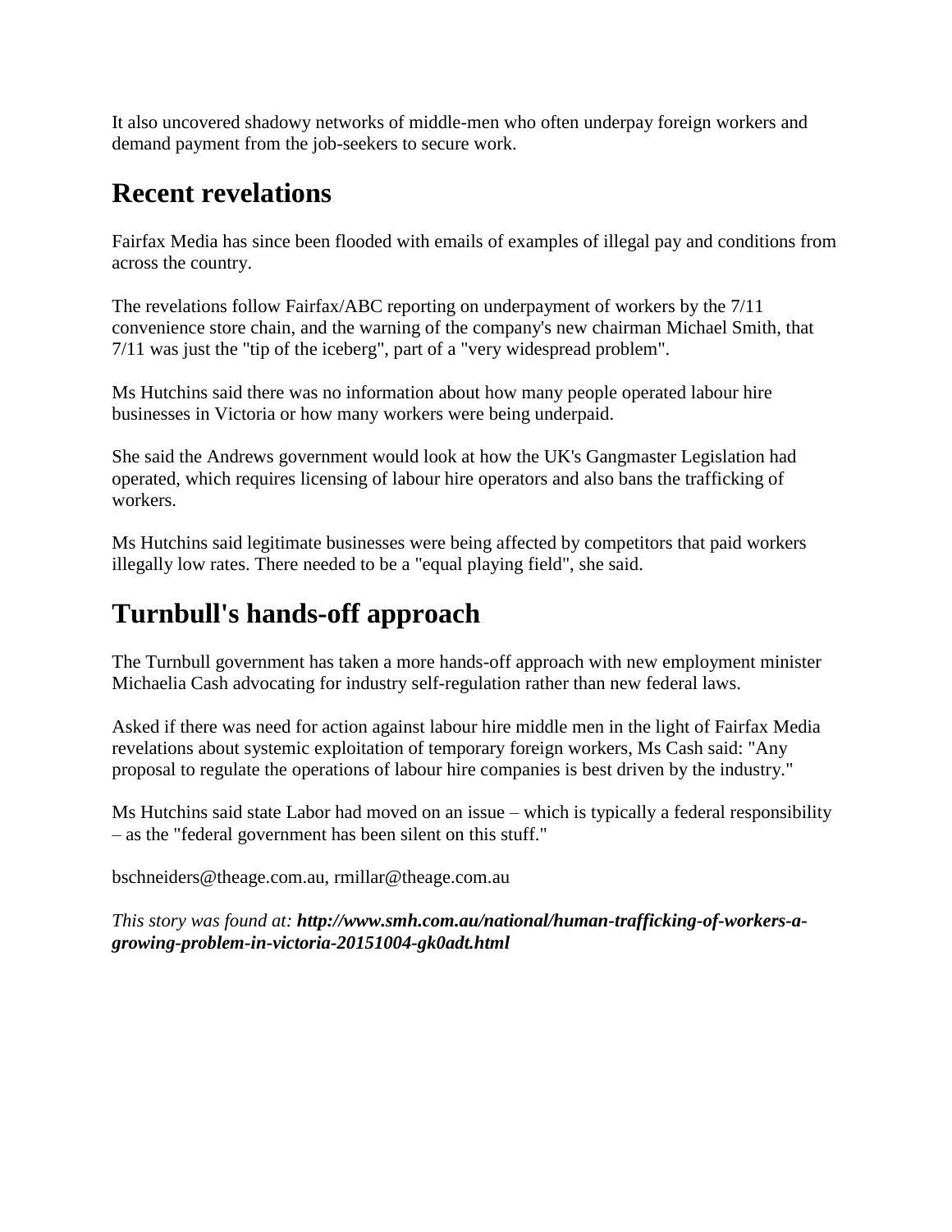It also uncovered shadowy networks of middle-men who often underpay foreign workers and demand payment from the job-seekers to secure work.

## Recent revelations

Fairfax Media has since been flooded with emails of examples of illegal pay and conditions from across the country.

The revelations follow Fairfax/ABC reporting on underpayment of workers by the 7/11 convenience store chain, and the warning of the company's new chairman Michael Smith, that 7/11 was just the "tip of the iceberg", part of a "very widespread problem".

Ms Hutchins said there was no information about how many people operated labour hire businesses in Victoria or how many workers were being underpaid.

She said the Andrews government would look at how the UK's Gangmaster Legislation had operated, which requires licensing of labour hire operators and also bans the trafficking of workers.

Ms Hutchins said legitimate businesses were being affected by competitors that paid workers illegally low rates. There needed to be a "equal playing field", she said.

## Turnbull's hands-off approach

The Turnbull government has taken a more hands-off approach with new employment minister Michaelia Cash advocating for industry self-regulation rather than new federal laws.

Asked if there was need for action against labour hire middle men in the light of Fairfax Media revelations about systemic exploitation of temporary foreign workers, Ms Cash said: "Any proposal to regulate the operations of labour hire companies is best driven by the industry."

Ms Hutchins said state Labor had moved on an issue – which is typically a federal responsibility – as the "federal government has been silent on this stuff."

bschneiders@theage.com.au, rmillar@theage.com.au

*This story was found at:* ***http://www.smh.com.au/national/human-trafficking-of-workers-a-growing-problem-in-victoria-20151004-gk0adt.html***